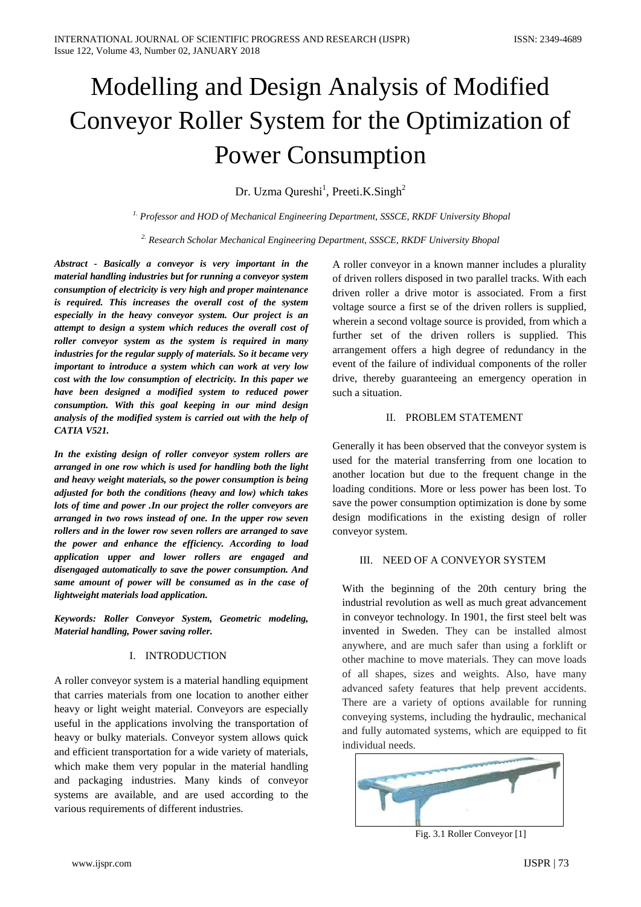# Modelling and Design Analysis of Modified Conveyor Roller System for the Optimization of Power Consumption

Dr. Uzma Qureshi[1], Preeti.K.Singh[2]

[1.] *Professor and HOD of Mechanical Engineering Department, SSSCE, RKDF University Bhopal*

[2.] *Research Scholar Mechanical Engineering Department, SSSCE, RKDF University Bhopal*

***Abstract - Basically a conveyor is very important in the material handling industries but for running a conveyor system consumption of electricity is very high and proper maintenance is required. This increases the overall cost of the system especially in the heavy conveyor system. Our project is an attempt to design a system which reduces the overall cost of roller conveyor system as the system is required in many industries for the regular supply of materials. So it became very important to introduce a system which can work at very low cost with the low consumption of electricity. In this paper we have been designed a modified system to reduced power consumption. With this goal keeping in our mind design analysis of the modified system is carried out with the help of CATIA V521.***

***In the existing design of roller conveyor system rollers are arranged in one row which is used for handling both the light and heavy weight materials, so the power consumption is being adjusted for both the conditions (heavy and low) which takes lots of time and power .In our project the roller conveyors are arranged in two rows instead of one. In the upper row seven rollers and in the lower row seven rollers are arranged to save the power and enhance the efficiency. According to load application upper and lower rollers are engaged and disengaged automatically to save the power consumption. And same amount of power will be consumed as in the case of lightweight materials load application.***

***Keywords: Roller Conveyor System, Geometric modeling, Material handling, Power saving roller.***

## I. INTRODUCTION

A roller conveyor system is a material handling equipment that carries materials from one location to another either heavy or light weight material. Conveyors are especially useful in the applications involving the transportation of heavy or bulky materials. Conveyor system allows quick and efficient transportation for a wide variety of materials, which make them very popular in the material handling and packaging industries. Many kinds of conveyor systems are available, and are used according to the various requirements of different industries.

A roller conveyor in a known manner includes a plurality of driven rollers disposed in two parallel tracks. With each driven roller a drive motor is associated. From a first voltage source a first se of the driven rollers is supplied, wherein a second voltage source is provided, from which a further set of the driven rollers is supplied. This arrangement offers a high degree of redundancy in the event of the failure of individual components of the roller drive, thereby guaranteeing an emergency operation in such a situation.

## II. PROBLEM STATEMENT

Generally it has been observed that the conveyor system is used for the material transferring from one location to another location but due to the frequent change in the loading conditions. More or less power has been lost. To save the power consumption optimization is done by some design modifications in the existing design of roller conveyor system.

## III. NEED OF A CONVEYOR SYSTEM

With the beginning of the 20th century bring the industrial revolution as well as much great advancement in conveyor technology. In 1901, the first steel belt was invented in Sweden. They can be installed almost anywhere, and are much safer than using a forklift or other machine to move materials. They can move loads of all shapes, sizes and weights. Also, have many advanced safety features that help prevent accidents. There are a variety of options available for running conveying systems, including the hydraulic, mechanical and fully automated systems, which are equipped to fit individual needs.

Fig. 3.1 Roller Conveyor [1]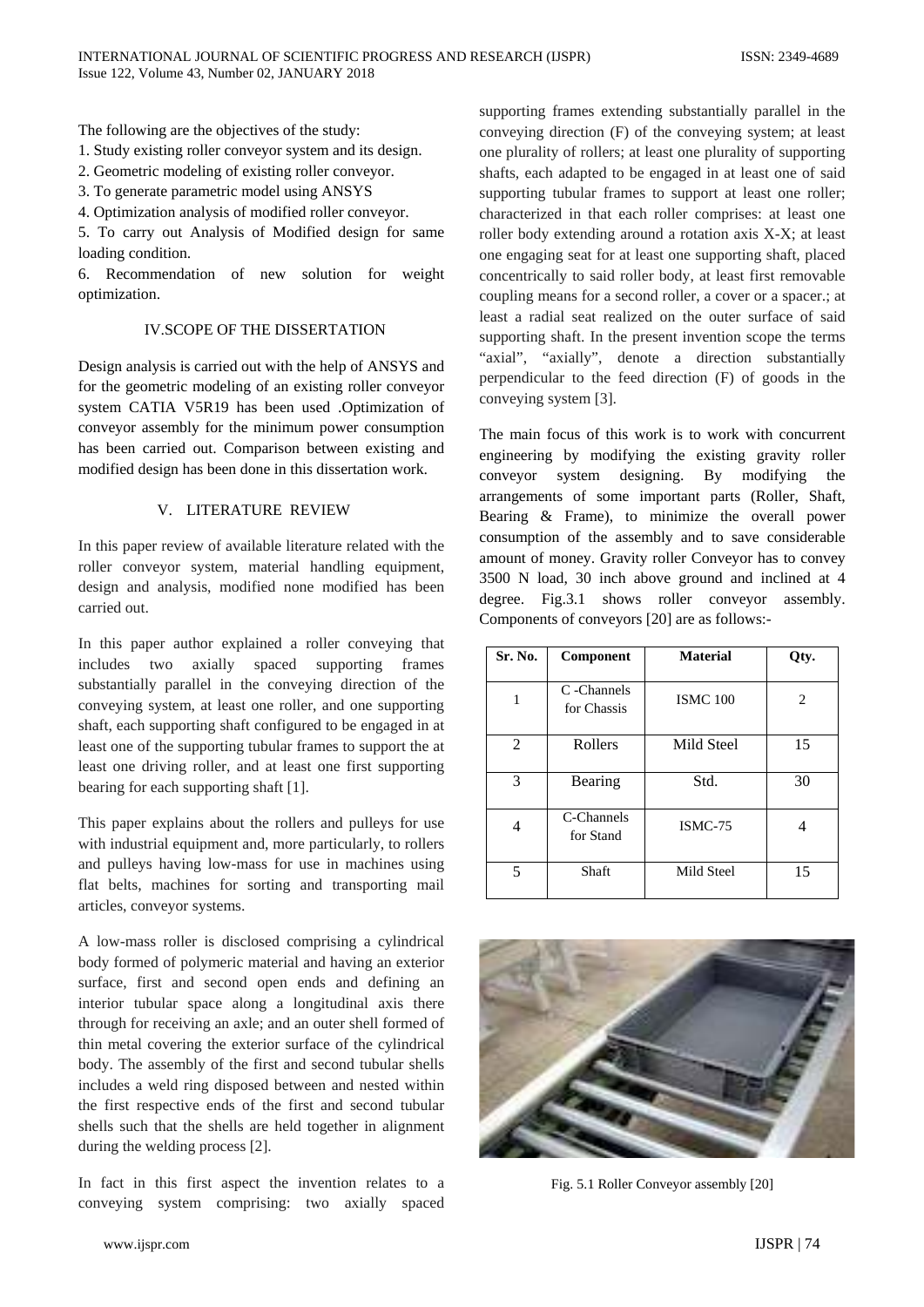The following are the objectives of the study:

1. Study existing roller conveyor system and its design.
2. Geometric modeling of existing roller conveyor.
3. To generate parametric model using ANSYS
4. Optimization analysis of modified roller conveyor.
5. To carry out Analysis of Modified design for same loading condition.
6. Recommendation of new solution for weight optimization.

## IV.SCOPE OF THE DISSERTATION

Design analysis is carried out with the help of ANSYS and for the geometric modeling of an existing roller conveyor system CATIA V5R19 has been used .Optimization of conveyor assembly for the minimum power consumption has been carried out. Comparison between existing and modified design has been done in this dissertation work.

## V. LITERATURE REVIEW

In this paper review of available literature related with the roller conveyor system, material handling equipment, design and analysis, modified none modified has been carried out.

In this paper author explained a roller conveying that includes two axially spaced supporting frames substantially parallel in the conveying direction of the conveying system, at least one roller, and one supporting shaft, each supporting shaft configured to be engaged in at least one of the supporting tubular frames to support the at least one driving roller, and at least one first supporting bearing for each supporting shaft [1].

This paper explains about the rollers and pulleys for use with industrial equipment and, more particularly, to rollers and pulleys having low-mass for use in machines using flat belts, machines for sorting and transporting mail articles, conveyor systems.

A low-mass roller is disclosed comprising a cylindrical body formed of polymeric material and having an exterior surface, first and second open ends and defining an interior tubular space along a longitudinal axis there through for receiving an axle; and an outer shell formed of thin metal covering the exterior surface of the cylindrical body. The assembly of the first and second tubular shells includes a weld ring disposed between and nested within the first respective ends of the first and second tubular shells such that the shells are held together in alignment during the welding process [2].

In fact in this first aspect the invention relates to a conveying system comprising: two axially spaced supporting frames extending substantially parallel in the conveying direction (F) of the conveying system; at least one plurality of rollers; at least one plurality of supporting shafts, each adapted to be engaged in at least one of said supporting tubular frames to support at least one roller; characterized in that each roller comprises: at least one roller body extending around a rotation axis X-X; at least one engaging seat for at least one supporting shaft, placed concentrically to said roller body, at least first removable coupling means for a second roller, a cover or a spacer.; at least a radial seat realized on the outer surface of said supporting shaft. In the present invention scope the terms "axial", "axially", denote a direction substantially perpendicular to the feed direction (F) of goods in the conveying system [3].

The main focus of this work is to work with concurrent engineering by modifying the existing gravity roller conveyor system designing. By modifying the arrangements of some important parts (Roller, Shaft, Bearing & Frame), to minimize the overall power consumption of the assembly and to save considerable amount of money. Gravity roller Conveyor has to convey 3500 N load, 30 inch above ground and inclined at 4 degree. Fig.3.1 shows roller conveyor assembly. Components of conveyors [20] are as follows:-

| Sr. No. | Component | Material | Qty. |
|---|---|---|---|
| 1 | C -Channels for Chassis | ISMC 100 | 2 |
| 2 | Rollers | Mild Steel | 15 |
| 3 | Bearing | Std. | 30 |
| 4 | C-Channels for Stand | ISMC-75 | 4 |
| 5 | Shaft | Mild Steel | 15 |

Fig. 5.1 Roller Conveyor assembly [20]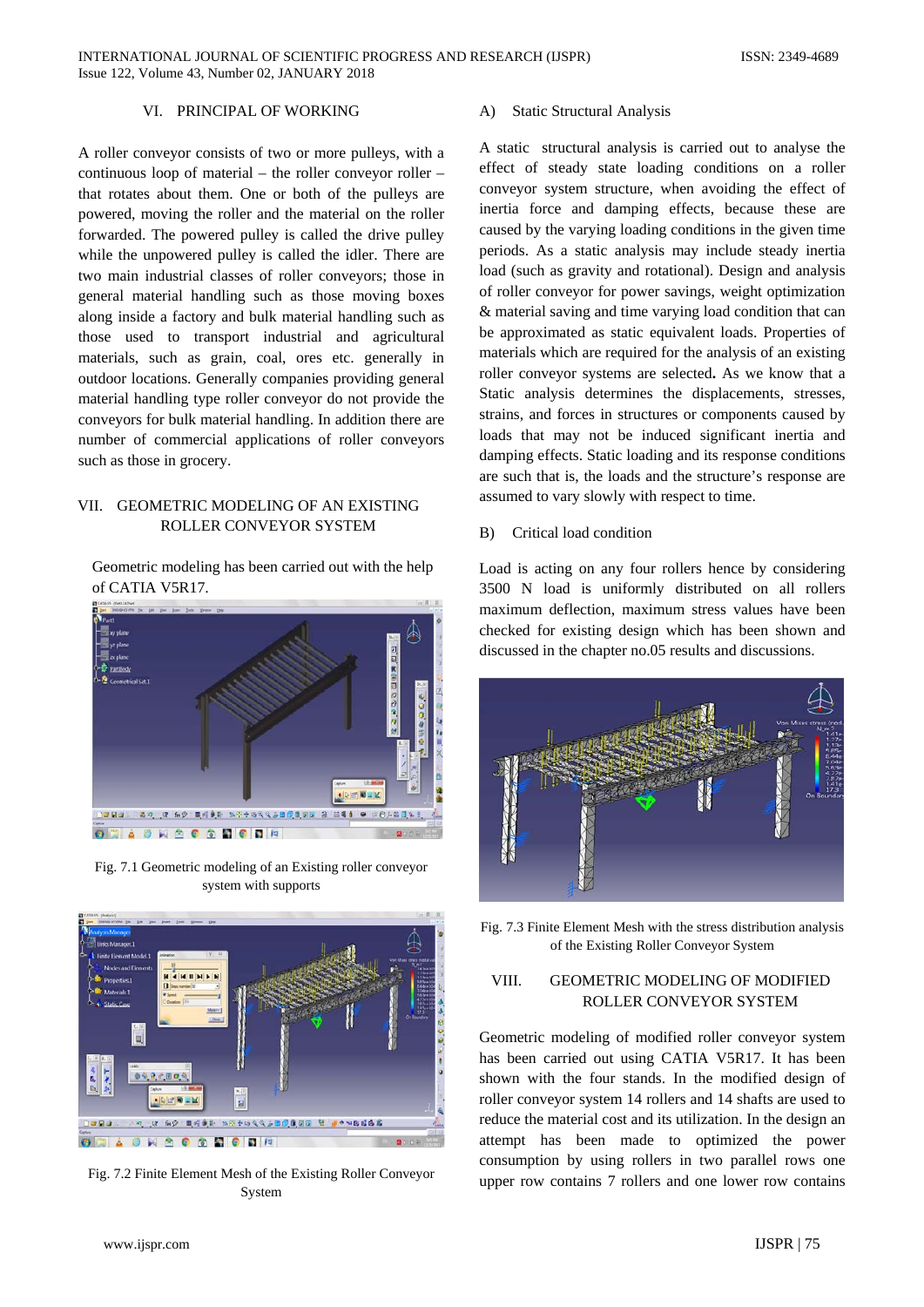## VI. PRINCIPAL OF WORKING

A roller conveyor consists of two or more pulleys, with a continuous loop of material – the roller conveyor roller – that rotates about them. One or both of the pulleys are powered, moving the roller and the material on the roller forwarded. The powered pulley is called the drive pulley while the unpowered pulley is called the idler. There are two main industrial classes of roller conveyors; those in general material handling such as those moving boxes along inside a factory and bulk material handling such as those used to transport industrial and agricultural materials, such as grain, coal, ores etc. generally in outdoor locations. Generally companies providing general material handling type roller conveyor do not provide the conveyors for bulk material handling. In addition there are number of commercial applications of roller conveyors such as those in grocery.

## VII. GEOMETRIC MODELING OF AN EXISTING ROLLER CONVEYOR SYSTEM

Geometric modeling has been carried out with the help of CATIA V5R17.

Fig. 7.1 Geometric modeling of an Existing roller conveyor system with supports

Fig. 7.2 Finite Element Mesh of the Existing Roller Conveyor System

### A) Static Structural Analysis

A static structural analysis is carried out to analyse the effect of steady state loading conditions on a roller conveyor system structure, when avoiding the effect of inertia force and damping effects, because these are caused by the varying loading conditions in the given time periods. As a static analysis may include steady inertia load (such as gravity and rotational). Design and analysis of roller conveyor for power savings, weight optimization & material saving and time varying load condition that can be approximated as static equivalent loads. Properties of materials which are required for the analysis of an existing roller conveyor systems are selected**.** As we know that a Static analysis determines the displacements, stresses, strains, and forces in structures or components caused by loads that may not be induced significant inertia and damping effects. Static loading and its response conditions are such that is, the loads and the structure's response are assumed to vary slowly with respect to time.

### B) Critical load condition

Load is acting on any four rollers hence by considering 3500 N load is uniformly distributed on all rollers maximum deflection, maximum stress values have been checked for existing design which has been shown and discussed in the chapter no.05 results and discussions.

Fig. 7.3 Finite Element Mesh with the stress distribution analysis of the Existing Roller Conveyor System

## VIII. GEOMETRIC MODELING OF MODIFIED ROLLER CONVEYOR SYSTEM

Geometric modeling of modified roller conveyor system has been carried out using CATIA V5R17. It has been shown with the four stands. In the modified design of roller conveyor system 14 rollers and 14 shafts are used to reduce the material cost and its utilization. In the design an attempt has been made to optimized the power consumption by using rollers in two parallel rows one upper row contains 7 rollers and one lower row contains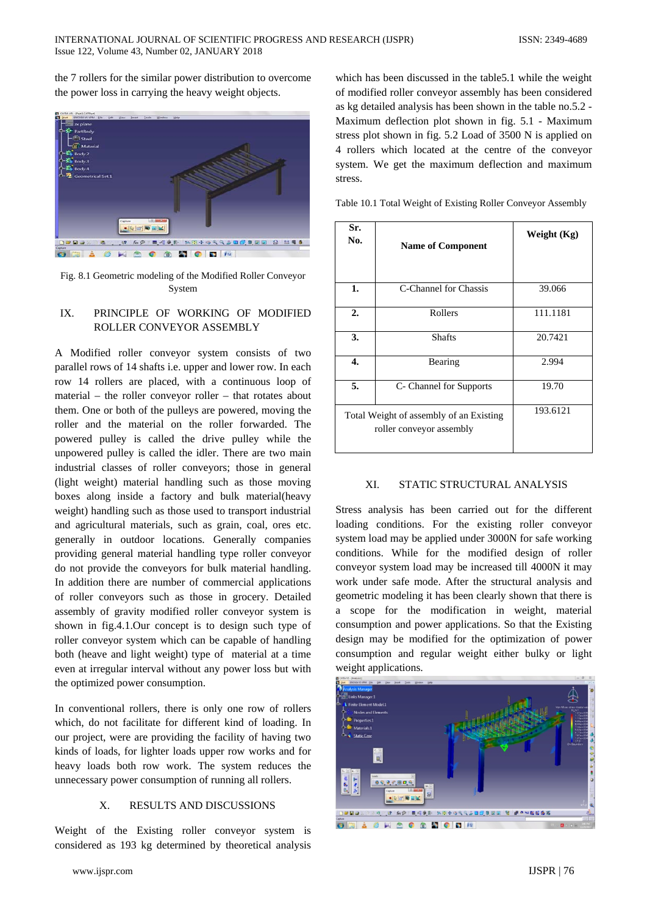the 7 rollers for the similar power distribution to overcome the power loss in carrying the heavy weight objects.

Fig. 8.1 Geometric modeling of the Modified Roller Conveyor System

## IX. PRINCIPLE OF WORKING OF MODIFIED ROLLER CONVEYOR ASSEMBLY

A Modified roller conveyor system consists of two parallel rows of 14 shafts i.e. upper and lower row. In each row 14 rollers are placed, with a continuous loop of material – the roller conveyor roller – that rotates about them. One or both of the pulleys are powered, moving the roller and the material on the roller forwarded. The powered pulley is called the drive pulley while the unpowered pulley is called the idler. There are two main industrial classes of roller conveyors; those in general (light weight) material handling such as those moving boxes along inside a factory and bulk material(heavy weight) handling such as those used to transport industrial and agricultural materials, such as grain, coal, ores etc. generally in outdoor locations. Generally companies providing general material handling type roller conveyor do not provide the conveyors for bulk material handling. In addition there are number of commercial applications of roller conveyors such as those in grocery. Detailed assembly of gravity modified roller conveyor system is shown in fig.4.1.Our concept is to design such type of roller conveyor system which can be capable of handling both (heave and light weight) type of material at a time even at irregular interval without any power loss but with the optimized power consumption.

In conventional rollers, there is only one row of rollers which, do not facilitate for different kind of loading. In our project, were are providing the facility of having two kinds of loads, for lighter loads upper row works and for heavy loads both row work. The system reduces the unnecessary power consumption of running all rollers.

## X. RESULTS AND DISCUSSIONS

Weight of the Existing roller conveyor system is considered as 193 kg determined by theoretical analysis which has been discussed in the table5.1 while the weight of modified roller conveyor assembly has been considered as kg detailed analysis has been shown in the table no.5.2 - Maximum deflection plot shown in fig. 5.1 - Maximum stress plot shown in fig. 5.2 Load of 3500 N is applied on 4 rollers which located at the centre of the conveyor system. We get the maximum deflection and maximum stress.

Table 10.1 Total Weight of Existing Roller Conveyor Assembly

| Sr. No. | Name of Component | Weight (Kg) |
|---|---|---|
| 1. | C-Channel for Chassis | 39.066 |
| 2. | Rollers | 111.1181 |
| 3. | Shafts | 20.7421 |
| 4. | Bearing | 2.994 |
| 5. | C- Channel for Supports | 19.70 |
| Total Weight of assembly of an Existing roller conveyor assembly | | 193.6121 |

## XI. STATIC STRUCTURAL ANALYSIS

Stress analysis has been carried out for the different loading conditions. For the existing roller conveyor system load may be applied under 3000N for safe working conditions. While for the modified design of roller conveyor system load may be increased till 4000N it may work under safe mode. After the structural analysis and geometric modeling it has been clearly shown that there is a scope for the modification in weight, material consumption and power applications. So that the Existing design may be modified for the optimization of power consumption and regular weight either bulky or light weight applications.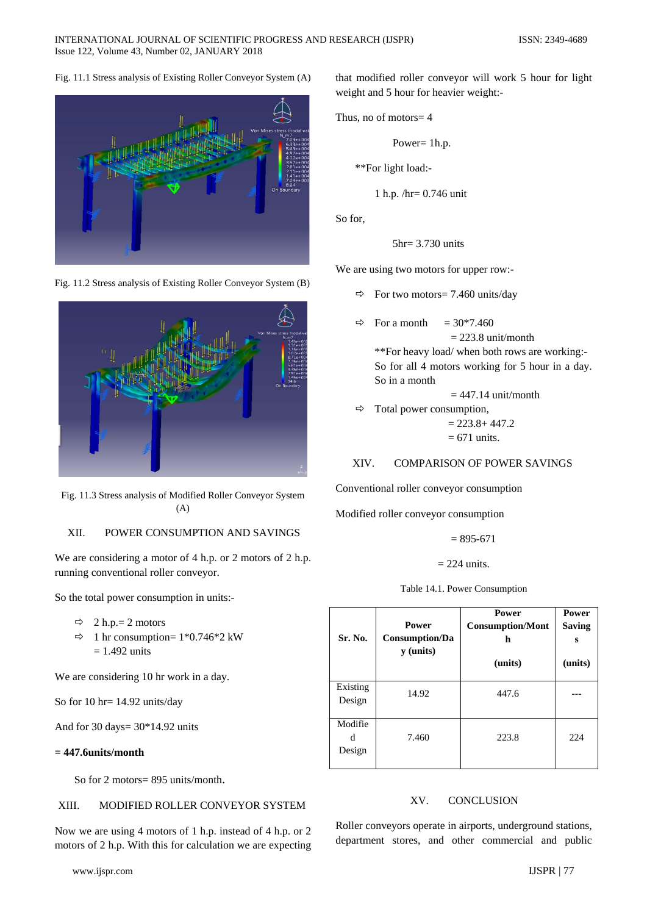Fig. 11.1 Stress analysis of Existing Roller Conveyor System (A)

Fig. 11.2 Stress analysis of Existing Roller Conveyor System (B)

Fig. 11.3 Stress analysis of Modified Roller Conveyor System (A)

## XII. POWER CONSUMPTION AND SAVINGS

We are considering a motor of 4 h.p. or 2 motors of 2 h.p. running conventional roller conveyor.

So the total power consumption in units:-

- ⇨ 2 h.p.= 2 motors
- ⇨ 1 hr consumption= 1*0.746*2 kW
  = 1.492 units

We are considering 10 hr work in a day.

So for 10 hr= 14.92 units/day

And for 30 days= 30*14.92 units

**= 447.6units/month**

So for 2 motors= 895 units/month.

## XIII. MODIFIED ROLLER CONVEYOR SYSTEM

Now we are using 4 motors of 1 h.p. instead of 4 h.p. or 2 motors of 2 h.p. With this for calculation we are expecting that modified roller conveyor will work 5 hour for light weight and 5 hour for heavier weight:-

Thus, no of motors= 4

Power= 1h.p.

**For light load:-

1 h.p. /hr= 0.746 unit

So for,

5hr= 3.730 units

We are using two motors for upper row:-

- ⇨ For two motors= 7.460 units/day
- ⇨ For a month = 30*7.460
  = 223.8 unit/month
  **For heavy load/ when both rows are working:-
  So for all 4 motors working for 5 hour in a day.
  So in a month
  = 447.14 unit/month
- ⇨ Total power consumption,
  = 223.8+ 447.2
  = 671 units.

## XIV. COMPARISON OF POWER SAVINGS

Conventional roller conveyor consumption

Modified roller conveyor consumption

= 895-671

= 224 units.

Table 14.1. Power Consumption

| Sr. No. | Power Consumption/Day (units) | Power Consumption/Month (units) | Power Savings (units) |
|---|---|---|---|
| Existing Design | 14.92 | 447.6 | --- |
| Modified Design | 7.460 | 223.8 | 224 |

## XV. CONCLUSION

Roller conveyors operate in airports, underground stations, department stores, and other commercial and public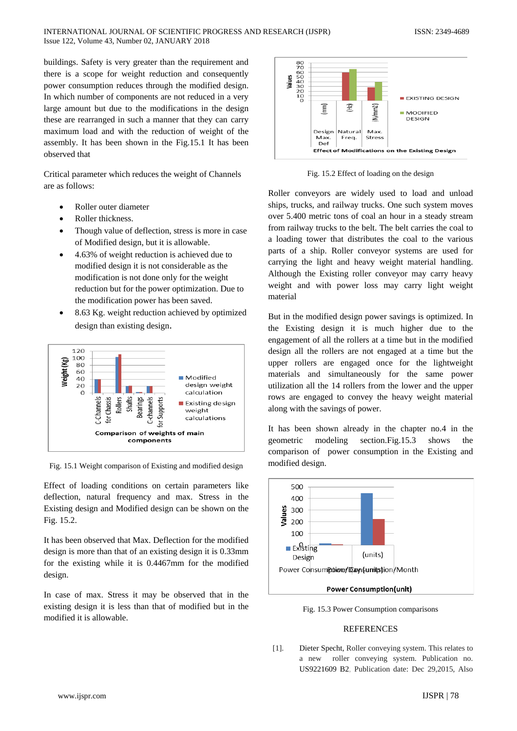buildings. Safety is very greater than the requirement and there is a scope for weight reduction and consequently power consumption reduces through the modified design. In which number of components are not reduced in a very large amount but due to the modifications in the design these are rearranged in such a manner that they can carry maximum load and with the reduction of weight of the assembly. It has been shown in the Fig.15.1 It has been observed that

Critical parameter which reduces the weight of Channels are as follows:

- Roller outer diameter
- Roller thickness.
- Though value of deflection, stress is more in case of Modified design, but it is allowable.
- 4.63% of weight reduction is achieved due to modified design it is not considerable as the modification is not done only for the weight reduction but for the power optimization. Due to the modification power has been saved.
- 8.63 Kg. weight reduction achieved by optimized design than existing design.

Fig. 15.1 Weight comparison of Existing and modified design

Effect of loading conditions on certain parameters like deflection, natural frequency and max. Stress in the Existing design and Modified design can be shown on the Fig. 15.2.

It has been observed that Max. Deflection for the modified design is more than that of an existing design it is 0.33mm for the existing while it is 0.4467mm for the modified design.

In case of max. Stress it may be observed that in the existing design it is less than that of modified but in the modified it is allowable.

Fig. 15.2 Effect of loading on the design

Roller conveyors are widely used to load and unload ships, trucks, and railway trucks. One such system moves over 5.400 metric tons of coal an hour in a steady stream from railway trucks to the belt. The belt carries the coal to a loading tower that distributes the coal to the various parts of a ship. Roller conveyor systems are used for carrying the light and heavy weight material handling. Although the Existing roller conveyor may carry heavy weight and with power loss may carry light weight material

But in the modified design power savings is optimized. In the Existing design it is much higher due to the engagement of all the rollers at a time but in the modified design all the rollers are not engaged at a time but the upper rollers are engaged once for the lightweight materials and simultaneously for the same power utilization all the 14 rollers from the lower and the upper rows are engaged to convey the heavy weight material along with the savings of power.

It has been shown already in the chapter no.4 in the geometric modeling section.Fig.15.3 shows the comparison of power consumption in the Existing and modified design.

Fig. 15.3 Power Consumption comparisons

## REFERENCES

[1]. Dieter Specht, Roller conveying system. This relates to a new roller conveying system. Publication no. US9221609 B2, Publication date: Dec 29,2015, Also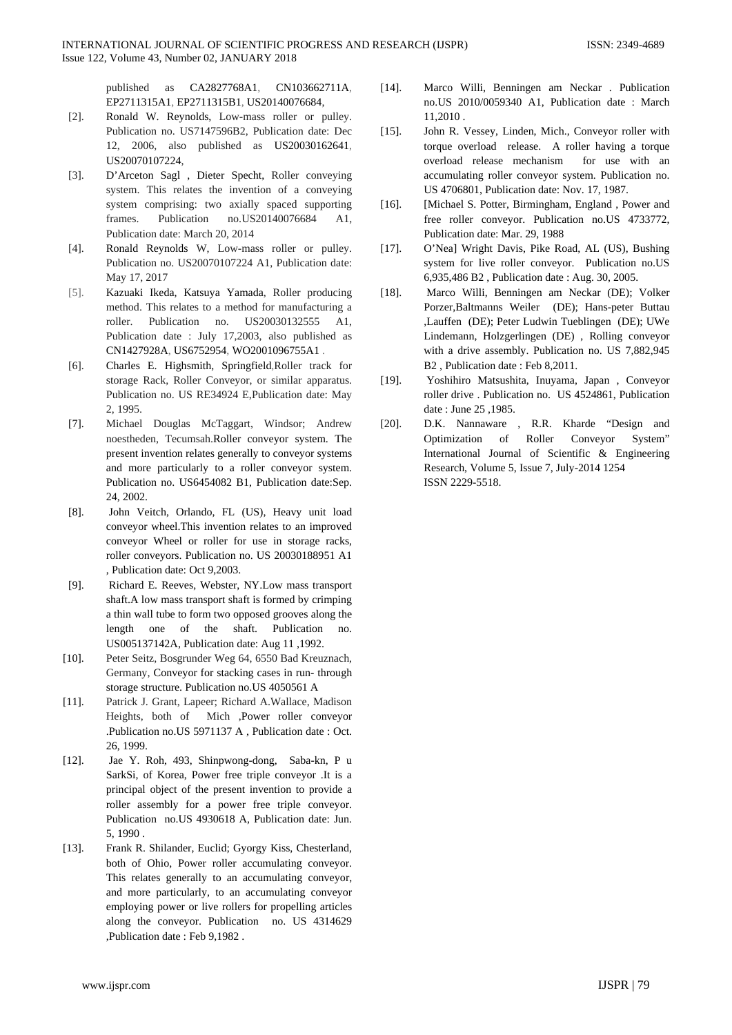published as CA2827768A1, CN103662711A, EP2711315A1, EP2711315B1, US20140076684,

[2]. Ronald W. Reynolds, Low-mass roller or pulley. Publication no. US7147596B2, Publication date: Dec 12, 2006, also published as US20030162641, US20070107224,

[3]. D'Arceton Sagl , Dieter Specht, Roller conveying system. This relates the invention of a conveying system comprising: two axially spaced supporting frames. Publication no.US20140076684 A1, Publication date: March 20, 2014

[4]. Ronald Reynolds W, Low-mass roller or pulley. Publication no. US20070107224 A1, Publication date: May 17, 2017

[5]. Kazuaki Ikeda, Katsuya Yamada, Roller producing method. This relates to a method for manufacturing a roller. Publication no. US20030132555 A1, Publication date : July 17,2003, also published as CN1427928A, US6752954, WO2001096755A1 .

[6]. Charles E. Highsmith, Springfield,Roller track for storage Rack, Roller Conveyor, or similar apparatus. Publication no. US RE34924 E,Publication date: May 2, 1995.

[7]. Michael Douglas McTaggart, Windsor; Andrew noestheden, Tecumsah.Roller conveyor system. The present invention relates generally to conveyor systems and more particularly to a roller conveyor system. Publication no. US6454082 B1, Publication date:Sep. 24, 2002.

[8]. John Veitch, Orlando, FL (US), Heavy unit load conveyor wheel.This invention relates to an improved conveyor Wheel or roller for use in storage racks, roller conveyors. Publication no. US 20030188951 A1 , Publication date: Oct 9,2003.

[9]. Richard E. Reeves, Webster, NY.Low mass transport shaft.A low mass transport shaft is formed by crimping a thin wall tube to form two opposed grooves along the length one of the shaft. Publication no. US005137142A, Publication date: Aug 11 ,1992.

[10]. Peter Seitz, Bosgrunder Weg 64, 6550 Bad Kreuznach, Germany, Conveyor for stacking cases in run- through storage structure. Publication no.US 4050561 A

[11]. Patrick J. Grant, Lapeer; Richard A.Wallace, Madison Heights, both of Mich ,Power roller conveyor .Publication no.US 5971137 A , Publication date : Oct. 26, 1999.

[12]. Jae Y. Roh, 493, Shinpwong-dong, Saba-kn, P u SarkSi, of Korea, Power free triple conveyor .It is a principal object of the present invention to provide a roller assembly for a power free triple conveyor. Publication no.US 4930618 A, Publication date: Jun. 5, 1990 .

[13]. Frank R. Shilander, Euclid; Gyorgy Kiss, Chesterland, both of Ohio, Power roller accumulating conveyor. This relates generally to an accumulating conveyor, and more particularly, to an accumulating conveyor employing power or live rollers for propelling articles along the conveyor. Publication no. US 4314629 ,Publication date : Feb 9,1982 .

[14]. Marco Willi, Benningen am Neckar . Publication no.US 2010/0059340 A1, Publication date : March 11,2010 .

[15]. John R. Vessey, Linden, Mich., Conveyor roller with torque overload release. A roller having a torque overload release mechanism for use with an accumulating roller conveyor system. Publication no. US 4706801, Publication date: Nov. 17, 1987.

[16]. [Michael S. Potter, Birmingham, England , Power and free roller conveyor. Publication no.US 4733772, Publication date: Mar. 29, 1988

[17]. O'Nea] Wright Davis, Pike Road, AL (US), Bushing system for live roller conveyor. Publication no.US 6,935,486 B2 , Publication date : Aug. 30, 2005.

[18]. Marco Willi, Benningen am Neckar (DE); Volker Porzer,Baltmanns Weiler (DE); Hans-peter Buttau ,Lauffen (DE); Peter Ludwin Tueblingen (DE); UWe Lindemann, Holzgerlingen (DE) , Rolling conveyor with a drive assembly. Publication no. US 7,882,945 B2 , Publication date : Feb 8,2011.

[19]. Yoshihiro Matsushita, Inuyama, Japan , Conveyor roller drive . Publication no. US 4524861, Publication date : June 25 ,1985.

[20]. D.K. Nannaware , R.R. Kharde "Design and Optimization of Roller Conveyor System" International Journal of Scientific & Engineering Research, Volume 5, Issue 7, July-2014 1254 ISSN 2229-5518.